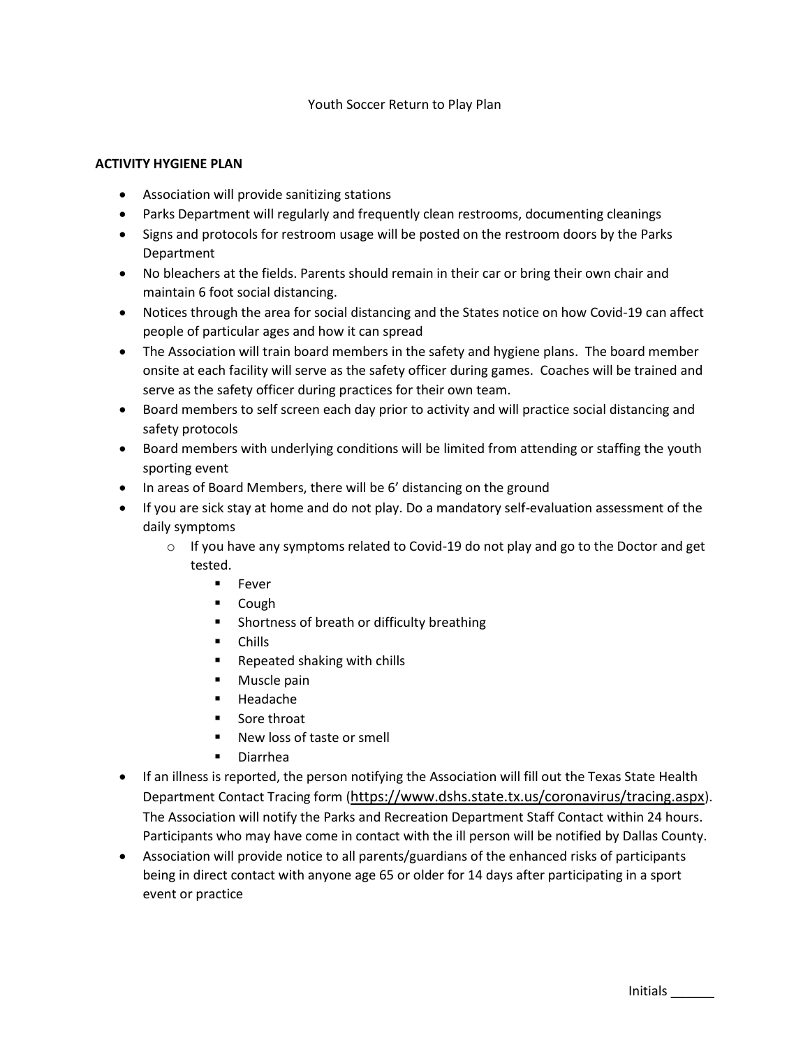# Youth Soccer Return to Play Plan

**ACTIVITY HYGIENE PLAN**

- Association will provide sanitizing stations
- Parks Department will regularly and frequently clean restrooms, documenting cleanings
- Signs and protocols for restroom usage will be posted on the restroom doors by the Parks Department
- No bleachers at the fields. Parents should remain in their car or bring their own chair and maintain 6 foot social distancing.
- Notices through the area for social distancing and the States notice on how Covid-19 can affect people of particular ages and how it can spread
- The Association will train board members in the safety and hygiene plans. The board member onsite at each facility will serve as the safety officer during games. Coaches will be trained and serve as the safety officer during practices for their own team.
- Board members to self screen each day prior to activity and will practice social distancing and safety protocols
- Board members with underlying conditions will be limited from attending or staffing the youth sporting event
- In areas of Board Members, there will be 6' distancing on the ground
- If you are sick stay at home and do not play. Do a mandatory self-evaluation assessment of the daily symptoms
    - If you have any symptoms related to Covid-19 do not play and go to the Doctor and get tested.
        - Fever
        - Cough
        - Shortness of breath or difficulty breathing
        - Chills
        - Repeated shaking with chills
        - Muscle pain
        - Headache
        - Sore throat
        - New loss of taste or smell
        - Diarrhea
- If an illness is reported, the person notifying the Association will fill out the Texas State Health Department Contact Tracing form (https://www.dshs.state.tx.us/coronavirus/tracing.aspx). The Association will notify the Parks and Recreation Department Staff Contact within 24 hours. Participants who may have come in contact with the ill person will be notified by Dallas County.
- Association will provide notice to all parents/guardians of the enhanced risks of participants being in direct contact with anyone age 65 or older for 14 days after participating in a sport event or practice

Initials ______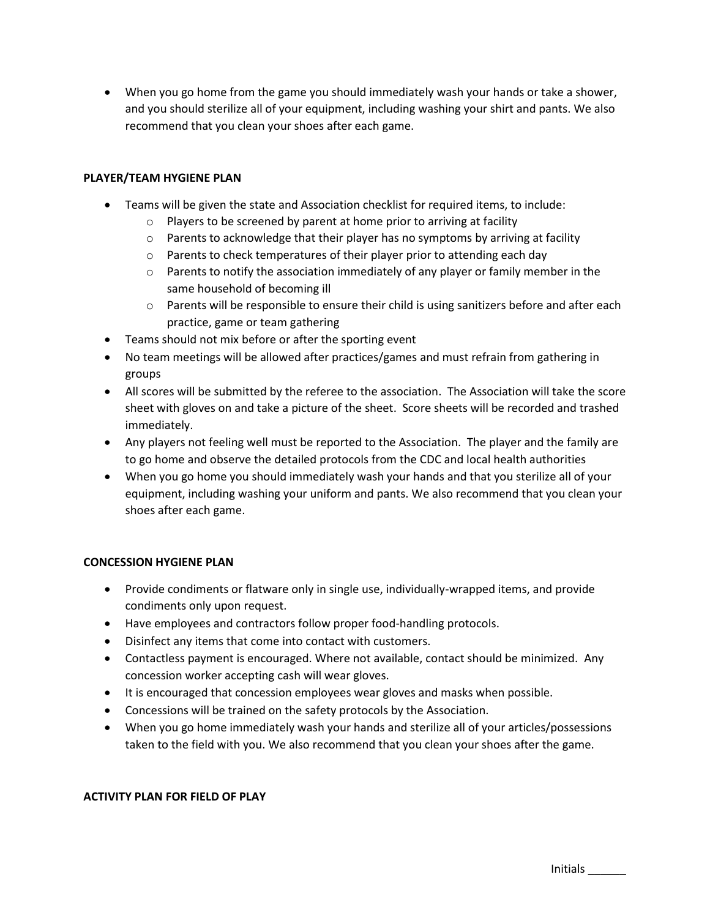- When you go home from the game you should immediately wash your hands or take a shower, and you should sterilize all of your equipment, including washing your shirt and pants. We also recommend that you clean your shoes after each game.

**PLAYER/TEAM HYGIENE PLAN**

- Teams will be given the state and Association checklist for required items, to include:
  - Players to be screened by parent at home prior to arriving at facility
  - Parents to acknowledge that their player has no symptoms by arriving at facility
  - Parents to check temperatures of their player prior to attending each day
  - Parents to notify the association immediately of any player or family member in the same household of becoming ill
  - Parents will be responsible to ensure their child is using sanitizers before and after each practice, game or team gathering
- Teams should not mix before or after the sporting event
- No team meetings will be allowed after practices/games and must refrain from gathering in groups
- All scores will be submitted by the referee to the association. The Association will take the score sheet with gloves on and take a picture of the sheet. Score sheets will be recorded and trashed immediately.
- Any players not feeling well must be reported to the Association. The player and the family are to go home and observe the detailed protocols from the CDC and local health authorities
- When you go home you should immediately wash your hands and that you sterilize all of your equipment, including washing your uniform and pants. We also recommend that you clean your shoes after each game.

**CONCESSION HYGIENE PLAN**

- Provide condiments or flatware only in single use, individually-wrapped items, and provide condiments only upon request.
- Have employees and contractors follow proper food-handling protocols.
- Disinfect any items that come into contact with customers.
- Contactless payment is encouraged. Where not available, contact should be minimized. Any concession worker accepting cash will wear gloves.
- It is encouraged that concession employees wear gloves and masks when possible.
- Concessions will be trained on the safety protocols by the Association.
- When you go home immediately wash your hands and sterilize all of your articles/possessions taken to the field with you. We also recommend that you clean your shoes after the game.

**ACTIVITY PLAN FOR FIELD OF PLAY**

Initials ______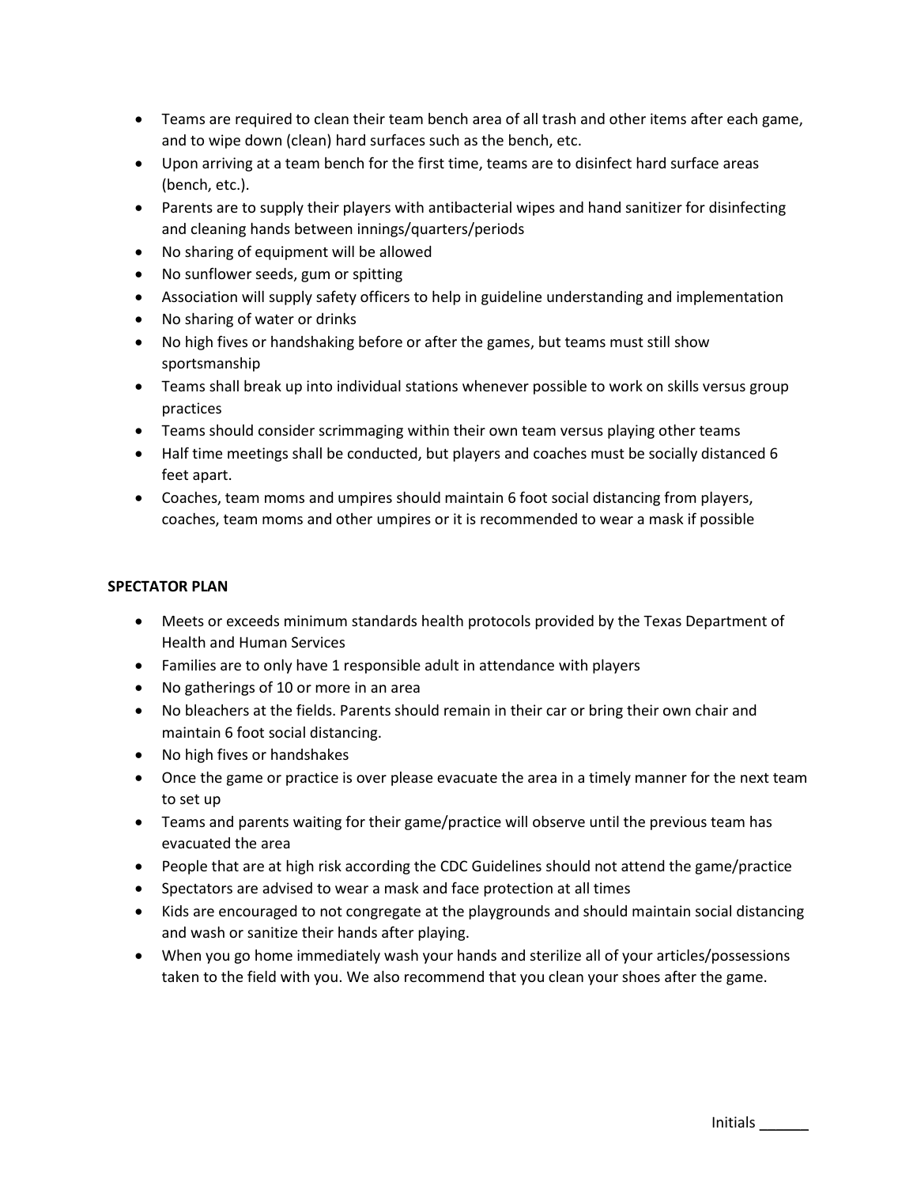- Teams are required to clean their team bench area of all trash and other items after each game, and to wipe down (clean) hard surfaces such as the bench, etc.
- Upon arriving at a team bench for the first time, teams are to disinfect hard surface areas (bench, etc.).
- Parents are to supply their players with antibacterial wipes and hand sanitizer for disinfecting and cleaning hands between innings/quarters/periods
- No sharing of equipment will be allowed
- No sunflower seeds, gum or spitting
- Association will supply safety officers to help in guideline understanding and implementation
- No sharing of water or drinks
- No high fives or handshaking before or after the games, but teams must still show sportsmanship
- Teams shall break up into individual stations whenever possible to work on skills versus group practices
- Teams should consider scrimmaging within their own team versus playing other teams
- Half time meetings shall be conducted, but players and coaches must be socially distanced 6 feet apart.
- Coaches, team moms and umpires should maintain 6 foot social distancing from players, coaches, team moms and other umpires or it is recommended to wear a mask if possible

**SPECTATOR PLAN**

- Meets or exceeds minimum standards health protocols provided by the Texas Department of Health and Human Services
- Families are to only have 1 responsible adult in attendance with players
- No gatherings of 10 or more in an area
- No bleachers at the fields. Parents should remain in their car or bring their own chair and maintain 6 foot social distancing.
- No high fives or handshakes
- Once the game or practice is over please evacuate the area in a timely manner for the next team to set up
- Teams and parents waiting for their game/practice will observe until the previous team has evacuated the area
- People that are at high risk according the CDC Guidelines should not attend the game/practice
- Spectators are advised to wear a mask and face protection at all times
- Kids are encouraged to not congregate at the playgrounds and should maintain social distancing and wash or sanitize their hands after playing.
- When you go home immediately wash your hands and sterilize all of your articles/possessions taken to the field with you. We also recommend that you clean your shoes after the game.

Initials ______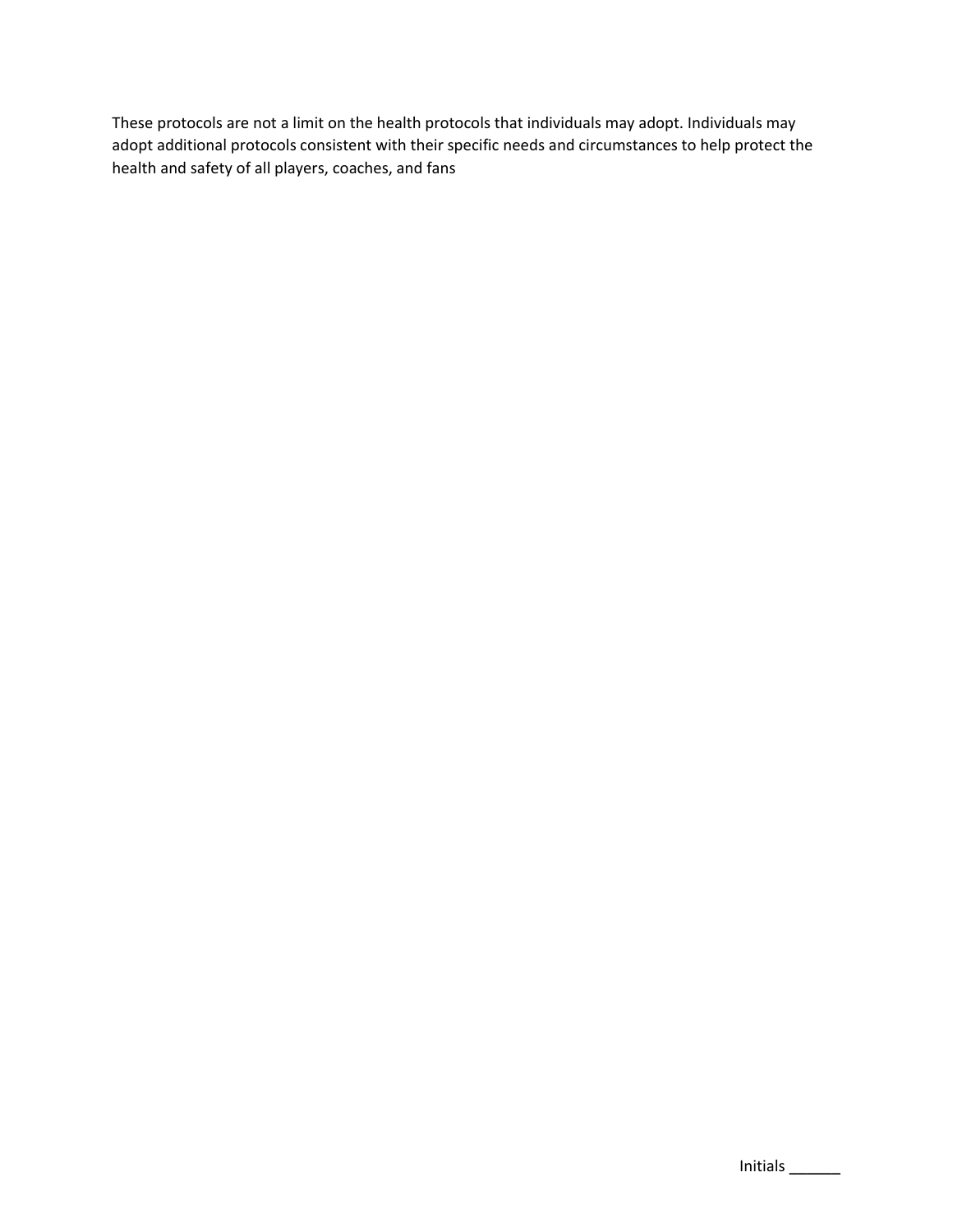These protocols are not a limit on the health protocols that individuals may adopt. Individuals may adopt additional protocols consistent with their specific needs and circumstances to help protect the health and safety of all players, coaches, and fans

Initials ______